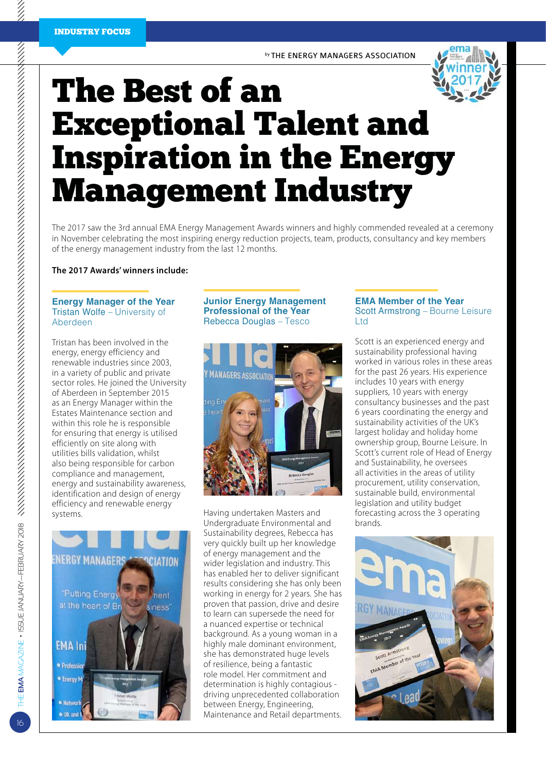INDUSTRY FOCUS

by THE ENERGY MANAGERS ASSOCIATION

# The Best of an Exceptional Talent and Inspiration in the Energy Management Industry

The 2017 saw the 3rd annual EMA Energy Management Awards winners and highly commended revealed at a ceremony in November celebrating the most inspiring energy reduction projects, team, products, consultancy and key members of the energy management industry from the last 12 months.

**The 2017 Awards' winners include:**

### Energy Manager of the Year
Tristan Wolfe – University of Aberdeen

Tristan has been involved in the energy, energy efficiency and renewable energy industries since 2003, in a variety of public and private sector roles. He joined the University of Aberdeen in September 2015 as an Energy Manager within the Estates Maintenance section and within this role he is responsible for ensuring that energy is utilised efficiently on site along with utilities bills validation, whilst also being responsible for carbon compliance and management, energy and sustainability awareness, identification and design of energy efficiency and renewable energy systems.

### Junior Energy Management Professional of the Year
Rebecca Douglas – Tesco

Having undertaken Masters and Undergraduate Environmental and Sustainability degrees, Rebecca has very quickly built up her knowledge of energy management and the wider legislation and industry. This has enabled her to deliver significant results considering she has only been working in energy for 2 years. She has proven that passion, drive and desire to learn can supersede the need for a nuanced expertise or technical background. As a young woman in a highly male dominant environment, she has demonstrated huge levels of resilience, being a fantastic role model. Her commitment and determination is highly contagious - driving unprecedented collaboration between Energy, Engineering, Maintenance and Retail departments.

### EMA Member of the Year
Scott Armstrong – Bourne Leisure Ltd

Scott is an experienced energy and sustainability professional having worked in various roles in these areas for the past 26 years. His experience includes 10 years with energy suppliers, 10 years with energy consultancy businesses and the past 6 years coordinating the energy and sustainability activities of the UK's largest holiday and holiday home ownership group, Bourne Leisure. In Scott's current role of Head of Energy and Sustainability, he oversees all activities in the areas of utility procurement, utility conservation, sustainable build, environmental legislation and utility budget forecasting across the 3 operating brands.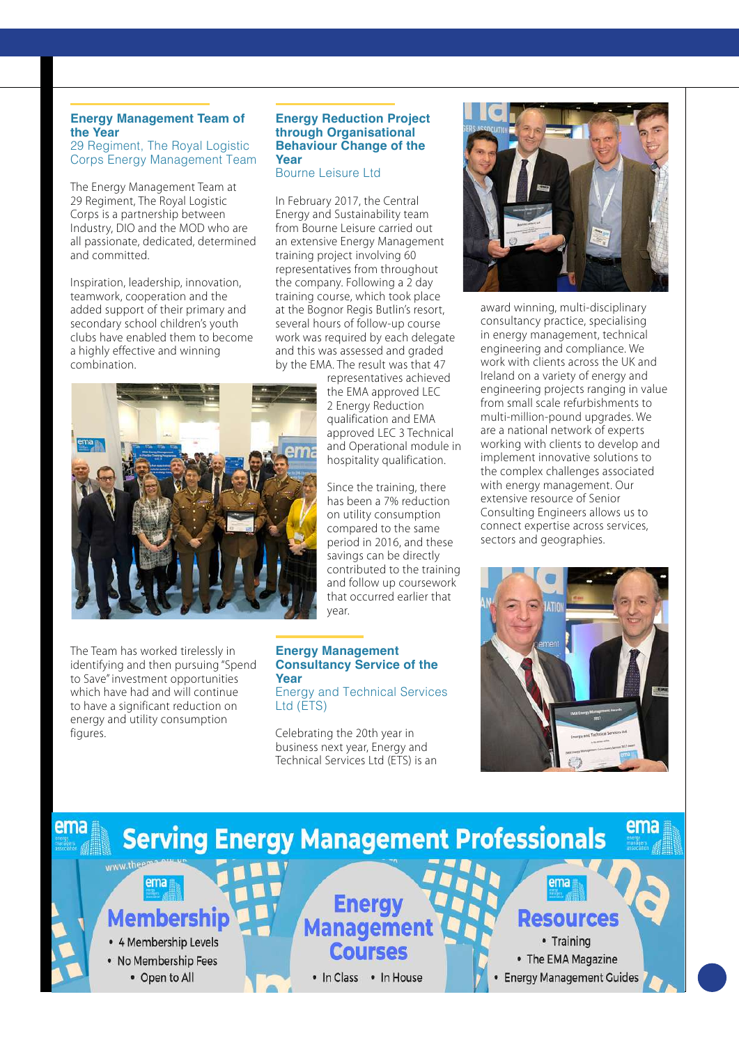## Energy Management Team of the Year

29 Regiment, The Royal Logistic Corps Energy Management Team

The Energy Management Team at 29 Regiment, The Royal Logistic Corps is a partnership between Industry, DIO and the MOD who are all passionate, dedicated, determined and committed.

Inspiration, leadership, innovation, teamwork, cooperation and the added support of their primary and secondary school children's youth clubs have enabled them to become a highly effective and winning combination.

The Team has worked tirelessly in identifying and then pursuing "Spend to Save" investment opportunities which have had and will continue to have a significant reduction on energy and utility consumption figures.

## Energy Reduction Project through Organisational Behaviour Change of the Year

Bourne Leisure Ltd

In February 2017, the Central Energy and Sustainability team from Bourne Leisure carried out an extensive Energy Management training project involving 60 representatives from throughout the company. Following a 2 day training course, which took place at the Bognor Regis Butlin's resort, several hours of follow-up course work was required by each delegate and this was assessed and graded by the EMA. The result was that 47 representatives achieved the EMA approved LEC 2 Energy Reduction qualification and EMA approved LEC 3 Technical and Operational module in hospitality qualification.

Since the training, there has been a 7% reduction on utility consumption compared to the same period in 2016, and these savings can be directly contributed to the training and follow up coursework that occurred earlier that year.

## Energy Management Consultancy Service of the Year

Energy and Technical Services Ltd (ETS)

Celebrating the 20th year in business next year, Energy and Technical Services Ltd (ETS) is an award winning, multi-disciplinary consultancy practice, specialising in energy management, technical engineering and compliance. We work with clients across the UK and Ireland on a variety of energy and engineering projects ranging in value from small scale refurbishments to multi-million-pound upgrades. We are a national network of experts working with clients to develop and implement innovative solutions to the complex challenges associated with energy management. Our extensive resource of Senior Consulting Engineers allows us to connect expertise across services, sectors and geographies.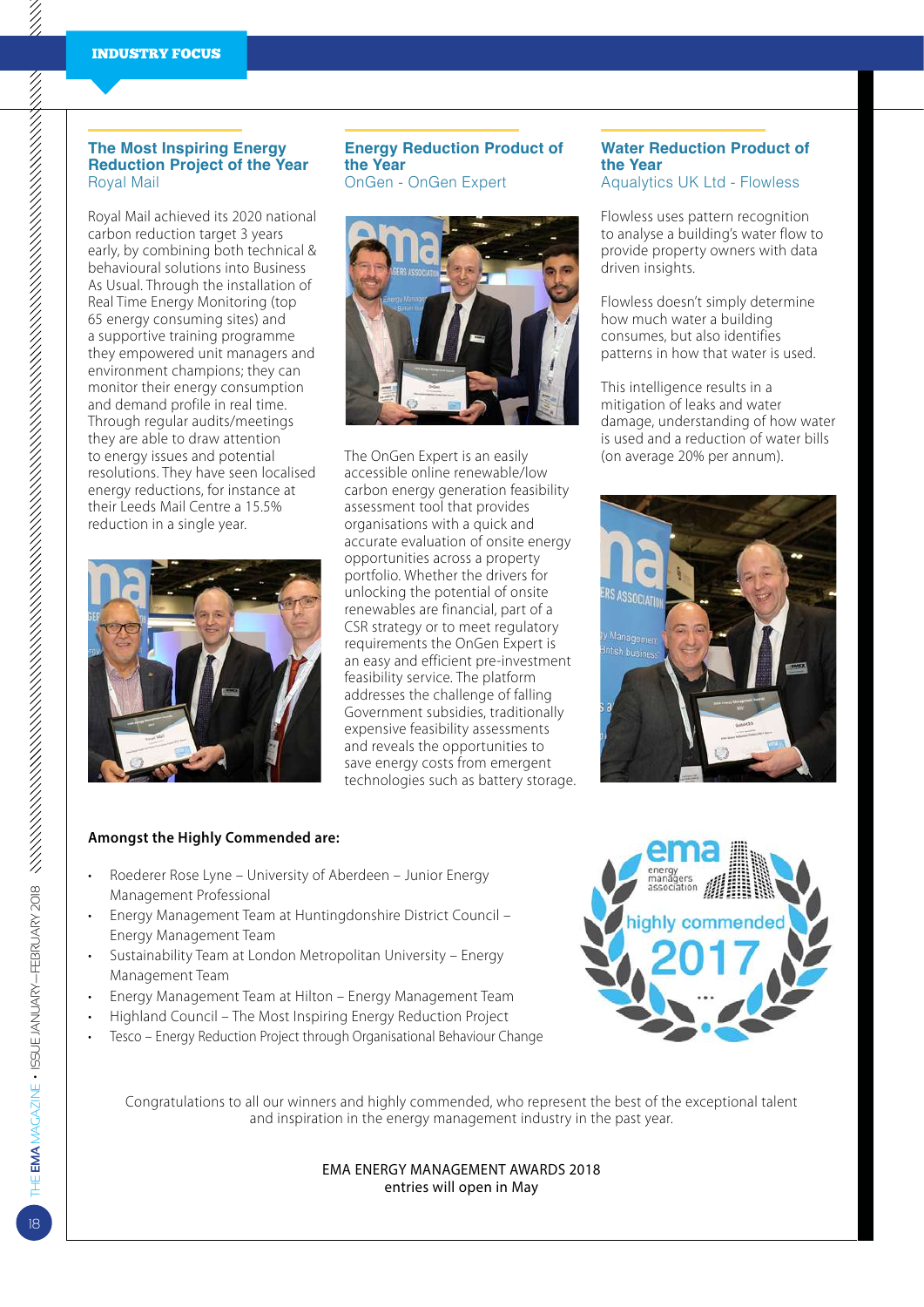## The Most Inspiring Energy Reduction Project of the Year

Royal Mail

Royal Mail achieved its 2020 national carbon reduction target 3 years early, by combining both technical & behavioural solutions into Business As Usual. Through the installation of Real Time Energy Monitoring (top 65 energy consuming sites) and a supportive training programme they empowered unit managers and environment champions; they can monitor their energy consumption and demand profile in real time. Through regular audits/meetings they are able to draw attention to energy issues and potential resolutions. They have seen localised energy reductions, for instance at their Leeds Mail Centre a 15.5% reduction in a single year.

## Energy Reduction Product of the Year

OnGen - OnGen Expert

The OnGen Expert is an easily accessible online renewable/low carbon energy generation feasibility assessment tool that provides organisations with a quick and accurate evaluation of onsite energy opportunities across a property portfolio. Whether the drivers for unlocking the potential of onsite renewables are financial, part of a CSR strategy or to meet regulatory requirements the OnGen Expert is an easy and efficient pre-investment feasibility service. The platform addresses the challenge of falling Government subsidies, traditionally expensive feasibility assessments and reveals the opportunities to save energy costs from emergent technologies such as battery storage.

## Water Reduction Product of the Year

Aqualytics UK Ltd - Flowless

Flowless uses pattern recognition to analyse a building's water flow to provide property owners with data driven insights.

Flowless doesn't simply determine how much water a building consumes, but also identifies patterns in how that water is used.

This intelligence results in a mitigation of leaks and water damage, understanding of how water is used and a reduction of water bills (on average 20% per annum).

**Amongst the Highly Commended are:**

- Roederer Rose Lyne – University of Aberdeen – Junior Energy Management Professional
- Energy Management Team at Huntingdonshire District Council – Energy Management Team
- Sustainability Team at London Metropolitan University – Energy Management Team
- Energy Management Team at Hilton – Energy Management Team
- Highland Council – The Most Inspiring Energy Reduction Project
- Tesco – Energy Reduction Project through Organisational Behaviour Change

Congratulations to all our winners and highly commended, who represent the best of the exceptional talent and inspiration in the energy management industry in the past year.

EMA ENERGY MANAGEMENT AWARDS 2018
entries will open in May